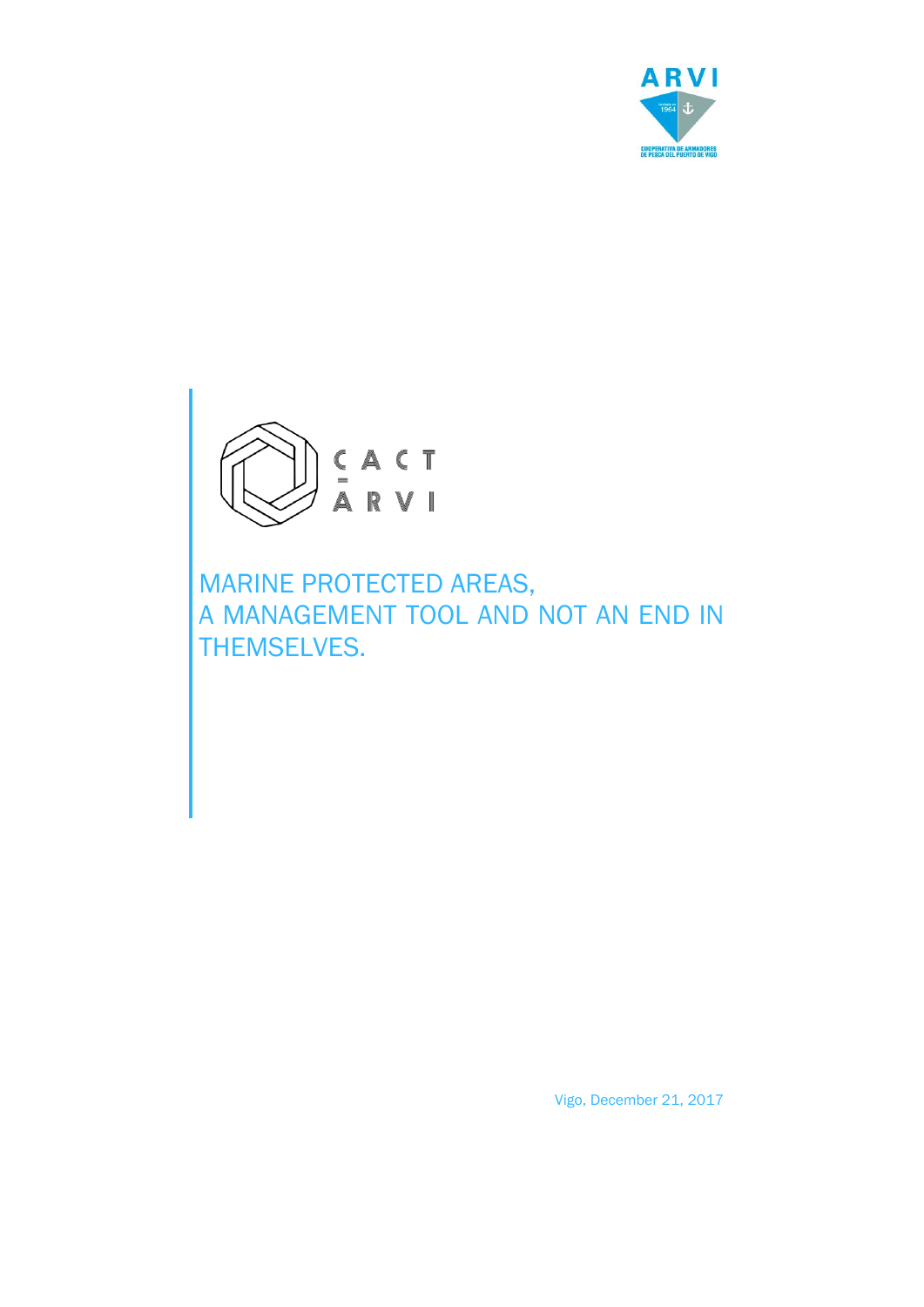ARVI

COOPERATIVA DE ARMADORES DE PESCA DEL PUERTO DE VIGO

CACT ARVI

# MARINE PROTECTED AREAS, A MANAGEMENT TOOL AND NOT AN END IN THEMSELVES.

Vigo, December 21, 2017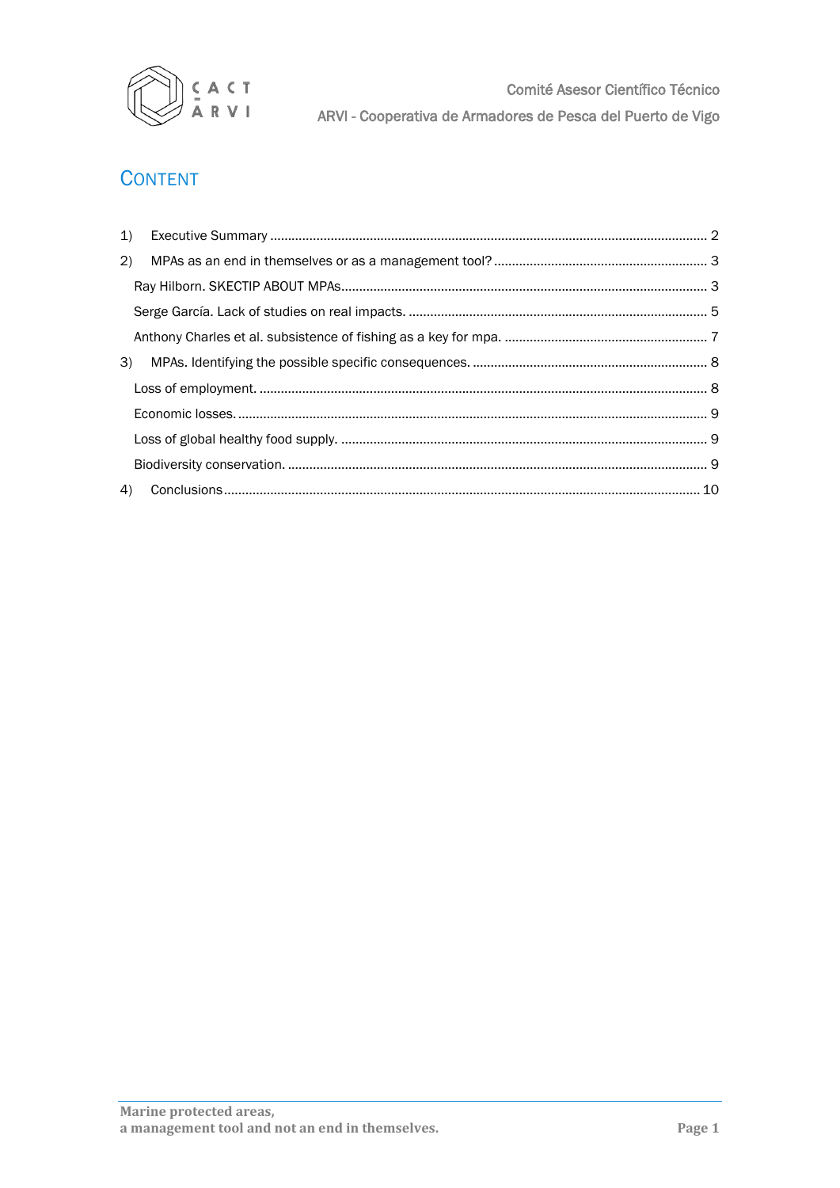# CONTENT

1) Executive Summary ........................................................................................................................ 2

2) MPAs as an end in themselves or as a management tool? ........................................................... 3

 Ray Hilborn. SKECTIP ABOUT MPAs.................................................................................................... 3

 Serge García. Lack of studies on real impacts. .................................................................................. 5

 Anthony Charles et al. subsistence of fishing as a key for mpa. ........................................................ 7

3) MPAs. Identifying the possible specific consequences. ................................................................. 8

 Loss of employment. ........................................................................................................................... 8

 Economic losses. ................................................................................................................................. 9

 Loss of global healthy food supply. ..................................................................................................... 9

 Biodiversity conservation. ................................................................................................................... 9

4) Conclusions .................................................................................................................................... 10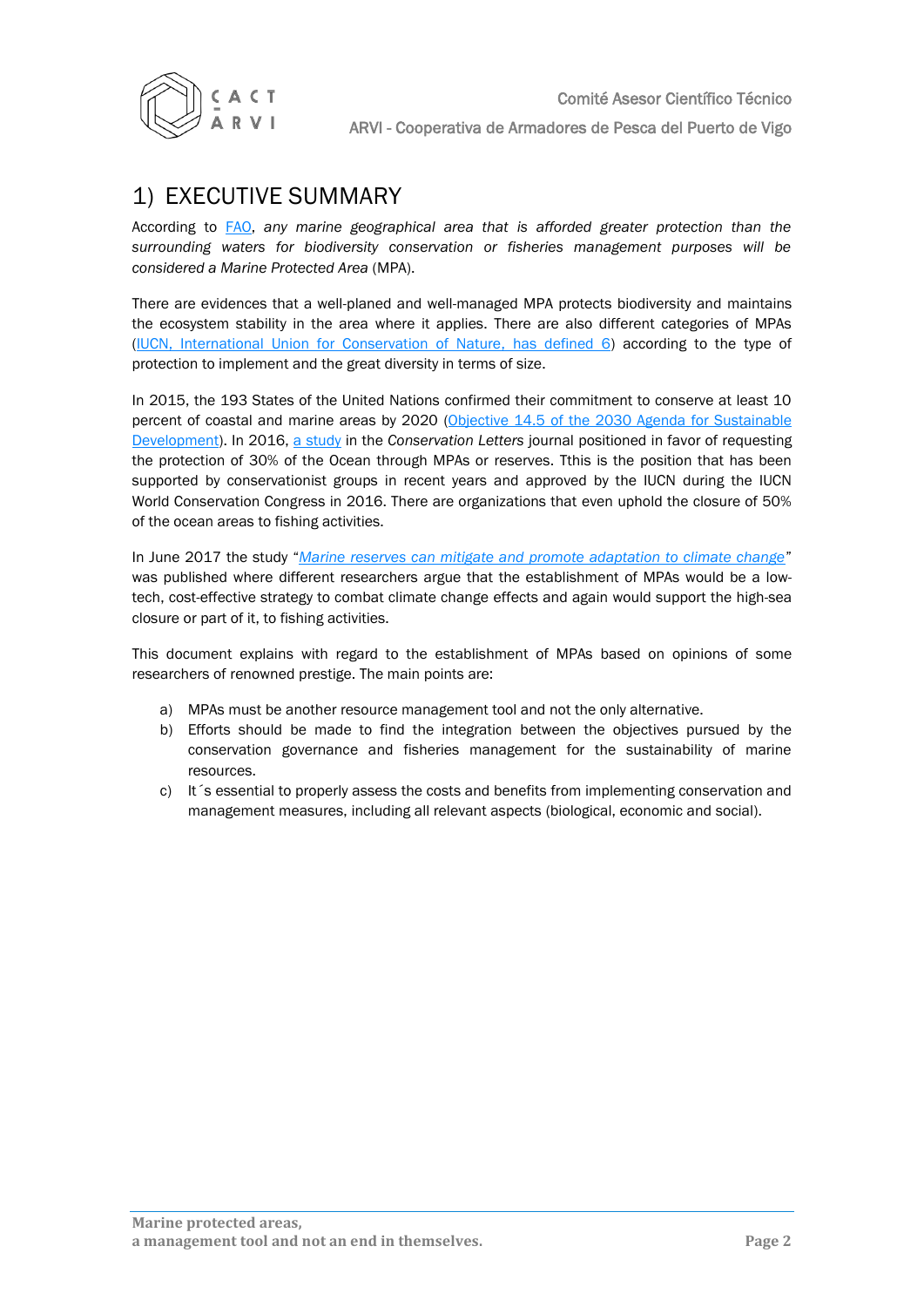# 1) EXECUTIVE SUMMARY

According to FAO, *any marine geographical area that is afforded greater protection than the surrounding waters for biodiversity conservation or fisheries management purposes will be considered a Marine Protected Area* (MPA).

There are evidences that a well-planed and well-managed MPA protects biodiversity and maintains the ecosystem stability in the area where it applies. There are also different categories of MPAs (IUCN, International Union for Conservation of Nature, has defined 6) according to the type of protection to implement and the great diversity in terms of size.

In 2015, the 193 States of the United Nations confirmed their commitment to conserve at least 10 percent of coastal and marine areas by 2020 (Objective 14.5 of the 2030 Agenda for Sustainable Development). In 2016, a study in the *Conservation Letters* journal positioned in favor of requesting the protection of 30% of the Ocean through MPAs or reserves. Tthis is the position that has been supported by conservationist groups in recent years and approved by the IUCN during the IUCN World Conservation Congress in 2016. There are organizations that even uphold the closure of 50% of the ocean areas to fishing activities.

In June 2017 the study "*Marine reserves can mitigate and promote adaptation to climate change*" was published where different researchers argue that the establishment of MPAs would be a low-tech, cost-effective strategy to combat climate change effects and again would support the high-sea closure or part of it, to fishing activities.

This document explains with regard to the establishment of MPAs based on opinions of some researchers of renowned prestige. The main points are:

a) MPAs must be another resource management tool and not the only alternative.
b) Efforts should be made to find the integration between the objectives pursued by the conservation governance and fisheries management for the sustainability of marine resources.
c) It´s essential to properly assess the costs and benefits from implementing conservation and management measures, including all relevant aspects (biological, economic and social).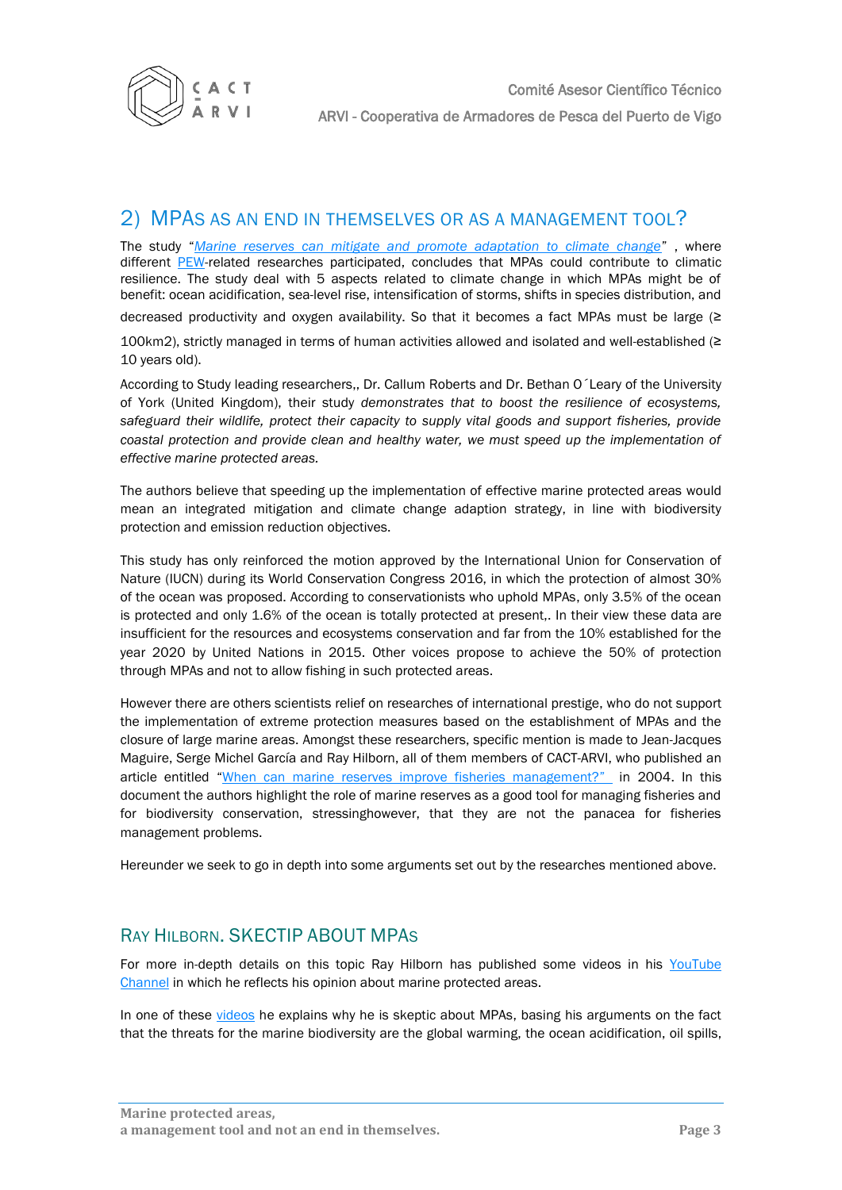## 2) MPAs AS AN END IN THEMSELVES OR AS A MANAGEMENT TOOL?

The study "*Marine reserves can mitigate and promote adaptation to climate change*" , where different PEW-related researches participated, concludes that MPAs could contribute to climatic resilience. The study deal with 5 aspects related to climate change in which MPAs might be of benefit: ocean acidification, sea-level rise, intensification of storms, shifts in species distribution, and decreased productivity and oxygen availability. So that it becomes a fact MPAs must be large (≥ 100km2), strictly managed in terms of human activities allowed and isolated and well-established (≥ 10 years old).

According to Study leading researchers,, Dr. Callum Roberts and Dr. Bethan O´Leary of the University of York (United Kingdom), their study *demonstrates that to boost the resilience of ecosystems, safeguard their wildlife, protect their capacity to supply vital goods and support fisheries, provide coastal protection and provide clean and healthy water, we must speed up the implementation of effective marine protected areas.*

The authors believe that speeding up the implementation of effective marine protected areas would mean an integrated mitigation and climate change adaption strategy, in line with biodiversity protection and emission reduction objectives.

This study has only reinforced the motion approved by the International Union for Conservation of Nature (IUCN) during its World Conservation Congress 2016, in which the protection of almost 30% of the ocean was proposed. According to conservationists who uphold MPAs, only 3.5% of the ocean is protected and only 1.6% of the ocean is totally protected at present,. In their view these data are insufficient for the resources and ecosystems conservation and far from the 10% established for the year 2020 by United Nations in 2015. Other voices propose to achieve the 50% of protection through MPAs and not to allow fishing in such protected areas.

However there are others scientists relief on researches of international prestige, who do not support the implementation of extreme protection measures based on the establishment of MPAs and the closure of large marine areas. Amongst these researchers, specific mention is made to Jean-Jacques Maguire, Serge Michel García and Ray Hilborn, all of them members of CACT-ARVI, who published an article entitled "When can marine reserves improve fisheries management?" in 2004. In this document the authors highlight the role of marine reserves as a good tool for managing fisheries and for biodiversity conservation, stressinghowever, that they are not the panacea for fisheries management problems.

Hereunder we seek to go in depth into some arguments set out by the researches mentioned above.

### RAY HILBORN. SKECTIP ABOUT MPAs

For more in-depth details on this topic Ray Hilborn has published some videos in his YouTube Channel in which he reflects his opinion about marine protected areas.

In one of these videos he explains why he is skeptic about MPAs, basing his arguments on the fact that the threats for the marine biodiversity are the global warming, the ocean acidification, oil spills,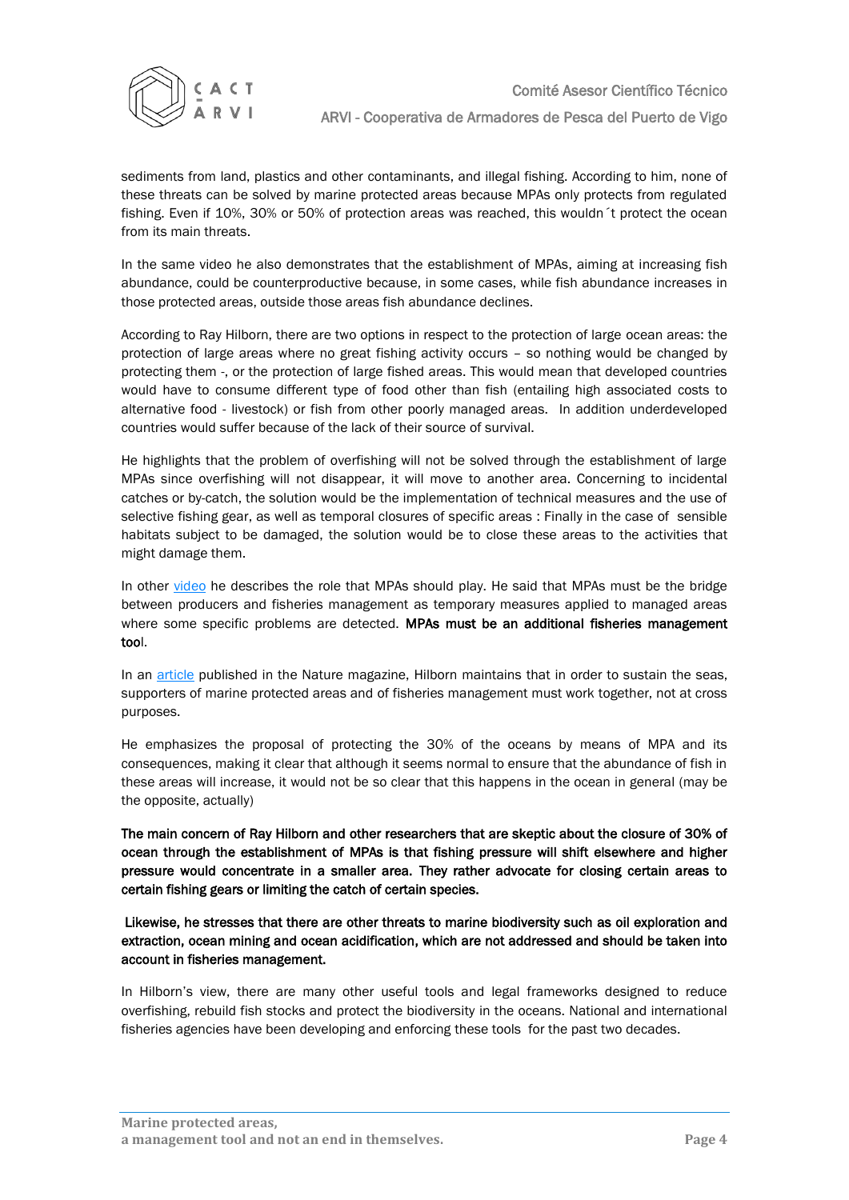sediments from land, plastics and other contaminants, and illegal fishing. According to him, none of these threats can be solved by marine protected areas because MPAs only protects from regulated fishing. Even if 10%, 30% or 50% of protection areas was reached, this wouldn´t protect the ocean from its main threats.

In the same video he also demonstrates that the establishment of MPAs, aiming at increasing fish abundance, could be counterproductive because, in some cases, while fish abundance increases in those protected areas, outside those areas fish abundance declines.

According to Ray Hilborn, there are two options in respect to the protection of large ocean areas: the protection of large areas where no great fishing activity occurs – so nothing would be changed by protecting them -, or the protection of large fished areas. This would mean that developed countries would have to consume different type of food other than fish (entailing high associated costs to alternative food - livestock) or fish from other poorly managed areas. In addition underdeveloped countries would suffer because of the lack of their source of survival.

He highlights that the problem of overfishing will not be solved through the establishment of large MPAs since overfishing will not disappear, it will move to another area. Concerning to incidental catches or by-catch, the solution would be the implementation of technical measures and the use of selective fishing gear, as well as temporal closures of specific areas : Finally in the case of sensible habitats subject to be damaged, the solution would be to close these areas to the activities that might damage them.

In other video he describes the role that MPAs should play. He said that MPAs must be the bridge between producers and fisheries management as temporary measures applied to managed areas where some specific problems are detected. **MPAs must be an additional fisheries management tool**.

In an article published in the Nature magazine, Hilborn maintains that in order to sustain the seas, supporters of marine protected areas and of fisheries management must work together, not at cross purposes.

He emphasizes the proposal of protecting the 30% of the oceans by means of MPA and its consequences, making it clear that although it seems normal to ensure that the abundance of fish in these areas will increase, it would not be so clear that this happens in the ocean in general (may be the opposite, actually)

**The main concern of Ray Hilborn and other researchers that are skeptic about the closure of 30% of ocean through the establishment of MPAs is that fishing pressure will shift elsewhere and higher pressure would concentrate in a smaller area. They rather advocate for closing certain areas to certain fishing gears or limiting the catch of certain species.**

**Likewise, he stresses that there are other threats to marine biodiversity such as oil exploration and extraction, ocean mining and ocean acidification, which are not addressed and should be taken into account in fisheries management.**

In Hilborn's view, there are many other useful tools and legal frameworks designed to reduce overfishing, rebuild fish stocks and protect the biodiversity in the oceans. National and international fisheries agencies have been developing and enforcing these tools for the past two decades.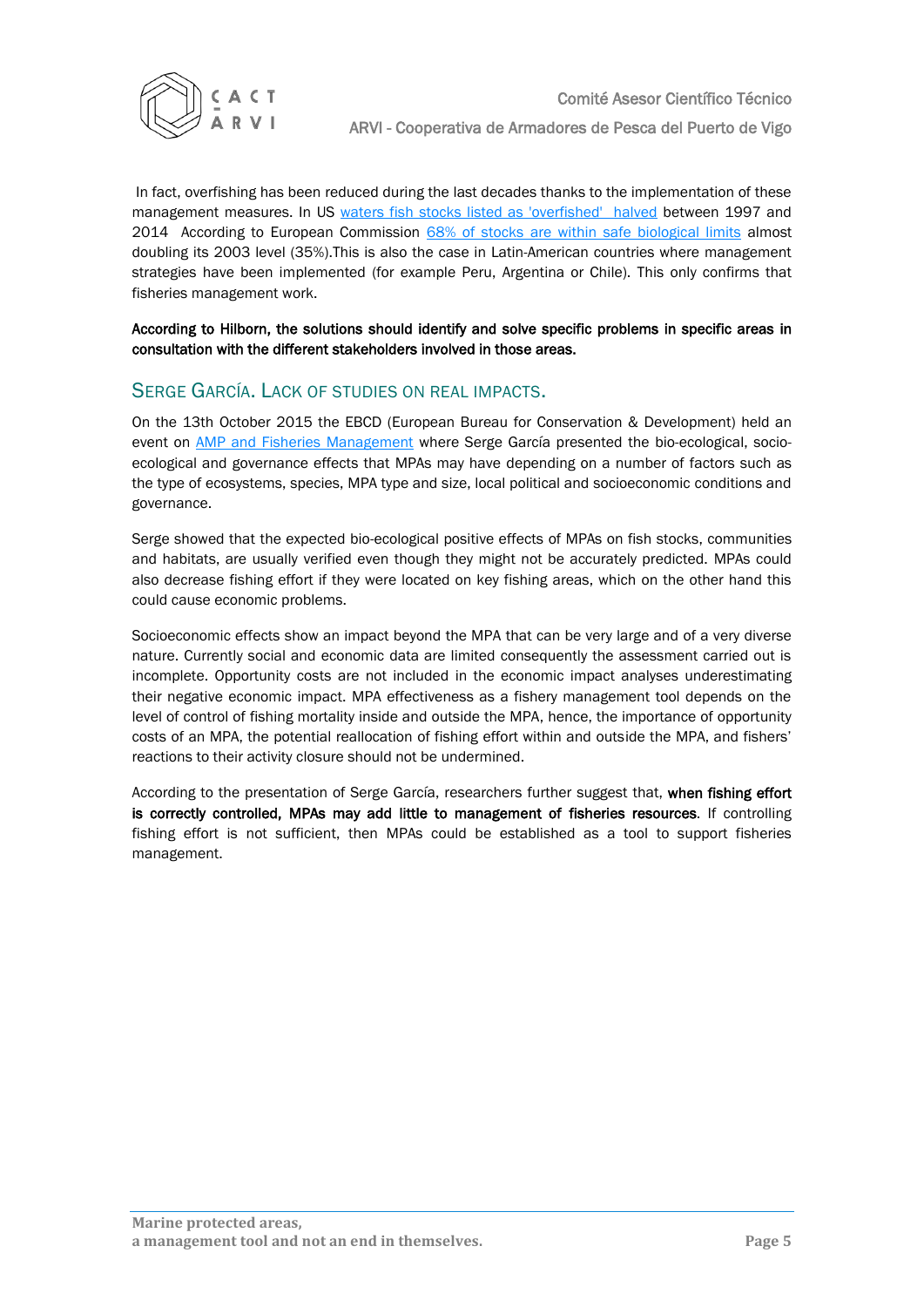In fact, overfishing has been reduced during the last decades thanks to the implementation of these management measures. In US waters fish stocks listed as 'overfished' halved between 1997 and 2014 According to European Commission 68% of stocks are within safe biological limits almost doubling its 2003 level (35%).This is also the case in Latin-American countries where management strategies have been implemented (for example Peru, Argentina or Chile). This only confirms that fisheries management work.

**According to Hilborn, the solutions should identify and solve specific problems in specific areas in consultation with the different stakeholders involved in those areas.**

## Serge García. Lack of studies on real impacts.

On the 13th October 2015 the EBCD (European Bureau for Conservation & Development) held an event on AMP and Fisheries Management where Serge García presented the bio-ecological, socio-ecological and governance effects that MPAs may have depending on a number of factors such as the type of ecosystems, species, MPA type and size, local political and socioeconomic conditions and governance.

Serge showed that the expected bio-ecological positive effects of MPAs on fish stocks, communities and habitats, are usually verified even though they might not be accurately predicted. MPAs could also decrease fishing effort if they were located on key fishing areas, which on the other hand this could cause economic problems.

Socioeconomic effects show an impact beyond the MPA that can be very large and of a very diverse nature. Currently social and economic data are limited consequently the assessment carried out is incomplete. Opportunity costs are not included in the economic impact analyses underestimating their negative economic impact. MPA effectiveness as a fishery management tool depends on the level of control of fishing mortality inside and outside the MPA, hence, the importance of opportunity costs of an MPA, the potential reallocation of fishing effort within and outside the MPA, and fishers' reactions to their activity closure should not be undermined.

According to the presentation of Serge García, researchers further suggest that, **when fishing effort is correctly controlled, MPAs may add little to management of fisheries resources**. If controlling fishing effort is not sufficient, then MPAs could be established as a tool to support fisheries management.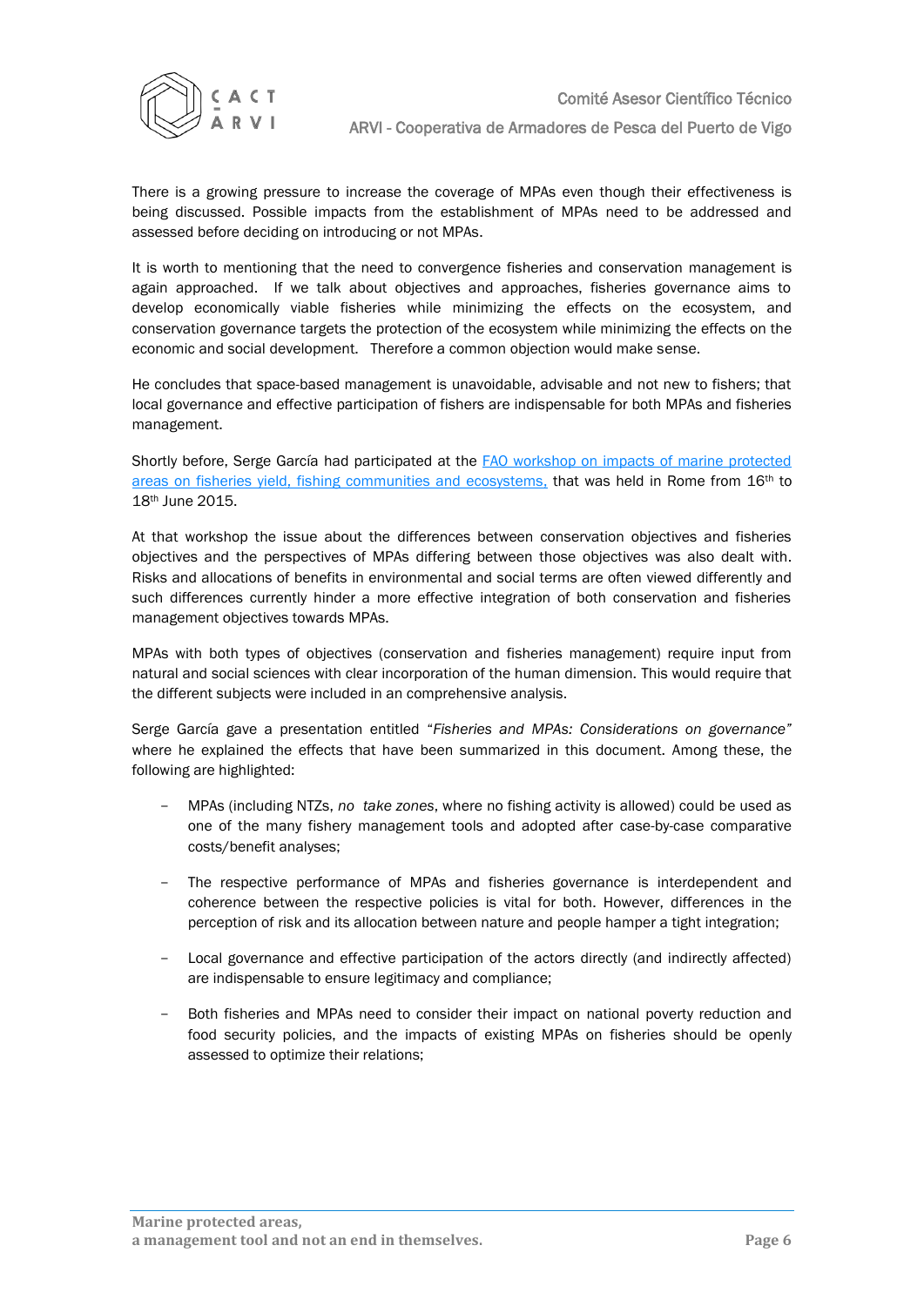There is a growing pressure to increase the coverage of MPAs even though their effectiveness is being discussed. Possible impacts from the establishment of MPAs need to be addressed and assessed before deciding on introducing or not MPAs.

It is worth to mentioning that the need to convergence fisheries and conservation management is again approached. If we talk about objectives and approaches, fisheries governance aims to develop economically viable fisheries while minimizing the effects on the ecosystem, and conservation governance targets the protection of the ecosystem while minimizing the effects on the economic and social development. Therefore a common objection would make sense.

He concludes that space-based management is unavoidable, advisable and not new to fishers; that local governance and effective participation of fishers are indispensable for both MPAs and fisheries management.

Shortly before, Serge García had participated at the [FAO workshop on impacts of marine protected areas on fisheries yield, fishing communities and ecosystems,]() that was held in Rome from 16th to 18th June 2015.

At that workshop the issue about the differences between conservation objectives and fisheries objectives and the perspectives of MPAs differing between those objectives was also dealt with. Risks and allocations of benefits in environmental and social terms are often viewed differently and such differences currently hinder a more effective integration of both conservation and fisheries management objectives towards MPAs.

MPAs with both types of objectives (conservation and fisheries management) require input from natural and social sciences with clear incorporation of the human dimension. This would require that the different subjects were included in an comprehensive analysis.

Serge García gave a presentation entitled "*Fisheries and MPAs: Considerations on governance"* where he explained the effects that have been summarized in this document. Among these, the following are highlighted:

- MPAs (including NTZs, *no take zones*, where no fishing activity is allowed) could be used as one of the many fishery management tools and adopted after case-by-case comparative costs/benefit analyses;
- The respective performance of MPAs and fisheries governance is interdependent and coherence between the respective policies is vital for both. However, differences in the perception of risk and its allocation between nature and people hamper a tight integration;
- Local governance and effective participation of the actors directly (and indirectly affected) are indispensable to ensure legitimacy and compliance;
- Both fisheries and MPAs need to consider their impact on national poverty reduction and food security policies, and the impacts of existing MPAs on fisheries should be openly assessed to optimize their relations;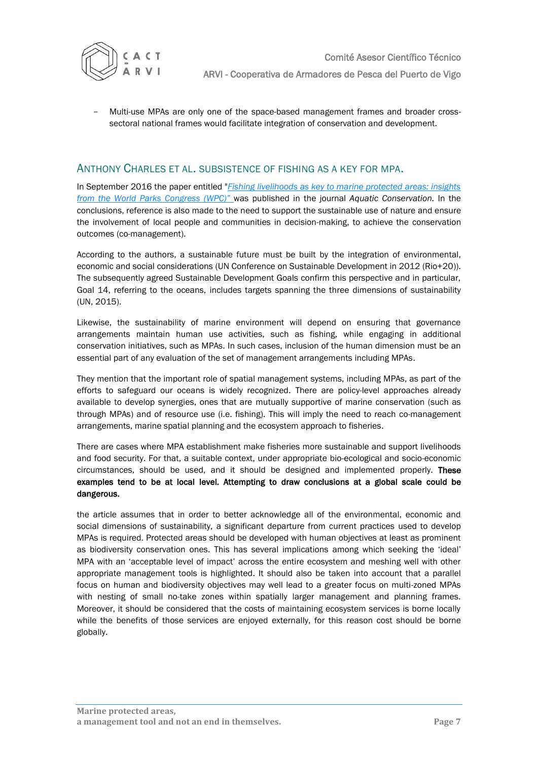– Multi-use MPAs are only one of the space-based management frames and broader cross-sectoral national frames would facilitate integration of conservation and development.

## ANTHONY CHARLES ET AL. SUBSISTENCE OF FISHING AS A KEY FOR MPA.

In September 2016 the paper entitled "*Fishing livelihoods as key to marine protected areas: insights from the World Parks Congress (WPC)"* was published in the journal *Aquatic Conservation.* In the conclusions, reference is also made to the need to support the sustainable use of nature and ensure the involvement of local people and communities in decision-making, to achieve the conservation outcomes (co-management).

According to the authors, a sustainable future must be built by the integration of environmental, economic and social considerations (UN Conference on Sustainable Development in 2012 (Rio+20)). The subsequently agreed Sustainable Development Goals confirm this perspective and in particular, Goal 14, referring to the oceans, includes targets spanning the three dimensions of sustainability (UN, 2015).

Likewise, the sustainability of marine environment will depend on ensuring that governance arrangements maintain human use activities, such as fishing, while engaging in additional conservation initiatives, such as MPAs. In such cases, inclusion of the human dimension must be an essential part of any evaluation of the set of management arrangements including MPAs.

They mention that the important role of spatial management systems, including MPAs, as part of the efforts to safeguard our oceans is widely recognized. There are policy-level approaches already available to develop synergies, ones that are mutually supportive of marine conservation (such as through MPAs) and of resource use (i.e. fishing). This will imply the need to reach co-management arrangements, marine spatial planning and the ecosystem approach to fisheries.

There are cases where MPA establishment make fisheries more sustainable and support livelihoods and food security. For that, a suitable context, under appropriate bio-ecological and socio-economic circumstances, should be used, and it should be designed and implemented properly. **These examples tend to be at local level. Attempting to draw conclusions at a global scale could be dangerous.**

the article assumes that in order to better acknowledge all of the environmental, economic and social dimensions of sustainability, a significant departure from current practices used to develop MPAs is required. Protected areas should be developed with human objectives at least as prominent as biodiversity conservation ones. This has several implications among which seeking the 'ideal' MPA with an 'acceptable level of impact' across the entire ecosystem and meshing well with other appropriate management tools is highlighted. It should also be taken into account that a parallel focus on human and biodiversity objectives may well lead to a greater focus on multi-zoned MPAs with nesting of small no-take zones within spatially larger management and planning frames. Moreover, it should be considered that the costs of maintaining ecosystem services is borne locally while the benefits of those services are enjoyed externally, for this reason cost should be borne globally.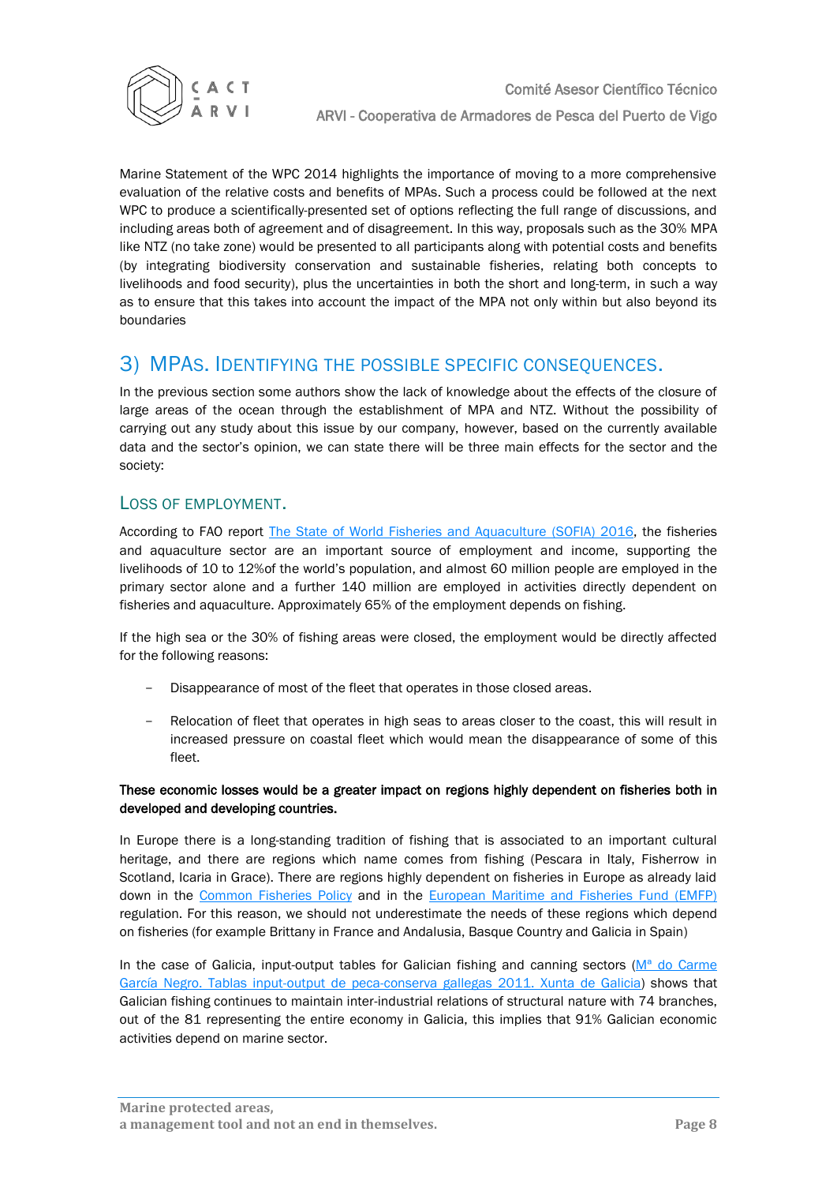Marine Statement of the WPC 2014 highlights the importance of moving to a more comprehensive evaluation of the relative costs and benefits of MPAs. Such a process could be followed at the next WPC to produce a scientifically-presented set of options reflecting the full range of discussions, and including areas both of agreement and of disagreement. In this way, proposals such as the 30% MPA like NTZ (no take zone) would be presented to all participants along with potential costs and benefits (by integrating biodiversity conservation and sustainable fisheries, relating both concepts to livelihoods and food security), plus the uncertainties in both the short and long-term, in such a way as to ensure that this takes into account the impact of the MPA not only within but also beyond its boundaries

## 3) MPAs. Identifying the possible specific consequences.

In the previous section some authors show the lack of knowledge about the effects of the closure of large areas of the ocean through the establishment of MPA and NTZ. Without the possibility of carrying out any study about this issue by our company, however, based on the currently available data and the sector's opinion, we can state there will be three main effects for the sector and the society:

### Loss of employment.

According to FAO report [The State of World Fisheries and Aquaculture (SOFIA) 2016](), the fisheries and aquaculture sector are an important source of employment and income, supporting the livelihoods of 10 to 12%of the world's population, and almost 60 million people are employed in the primary sector alone and a further 140 million are employed in activities directly dependent on fisheries and aquaculture. Approximately 65% of the employment depends on fishing.

If the high sea or the 30% of fishing areas were closed, the employment would be directly affected for the following reasons:

- Disappearance of most of the fleet that operates in those closed areas.
- Relocation of fleet that operates in high seas to areas closer to the coast, this will result in increased pressure on coastal fleet which would mean the disappearance of some of this fleet.

**These economic losses would be a greater impact on regions highly dependent on fisheries both in developed and developing countries.**

In Europe there is a long-standing tradition of fishing that is associated to an important cultural heritage, and there are regions which name comes from fishing (Pescara in Italy, Fisherrow in Scotland, Icaria in Grace). There are regions highly dependent on fisheries in Europe as already laid down in the [Common Fisheries Policy]() and in the [European Maritime and Fisheries Fund (EMFP)]() regulation. For this reason, we should not underestimate the needs of these regions which depend on fisheries (for example Brittany in France and Andalusia, Basque Country and Galicia in Spain)

In the case of Galicia, input-output tables for Galician fishing and canning sectors ([Mª do Carme García Negro. Tablas input-output de peca-conserva gallegas 2011. Xunta de Galicia]()) shows that Galician fishing continues to maintain inter-industrial relations of structural nature with 74 branches, out of the 81 representing the entire economy in Galicia, this implies that 91% Galician economic activities depend on marine sector.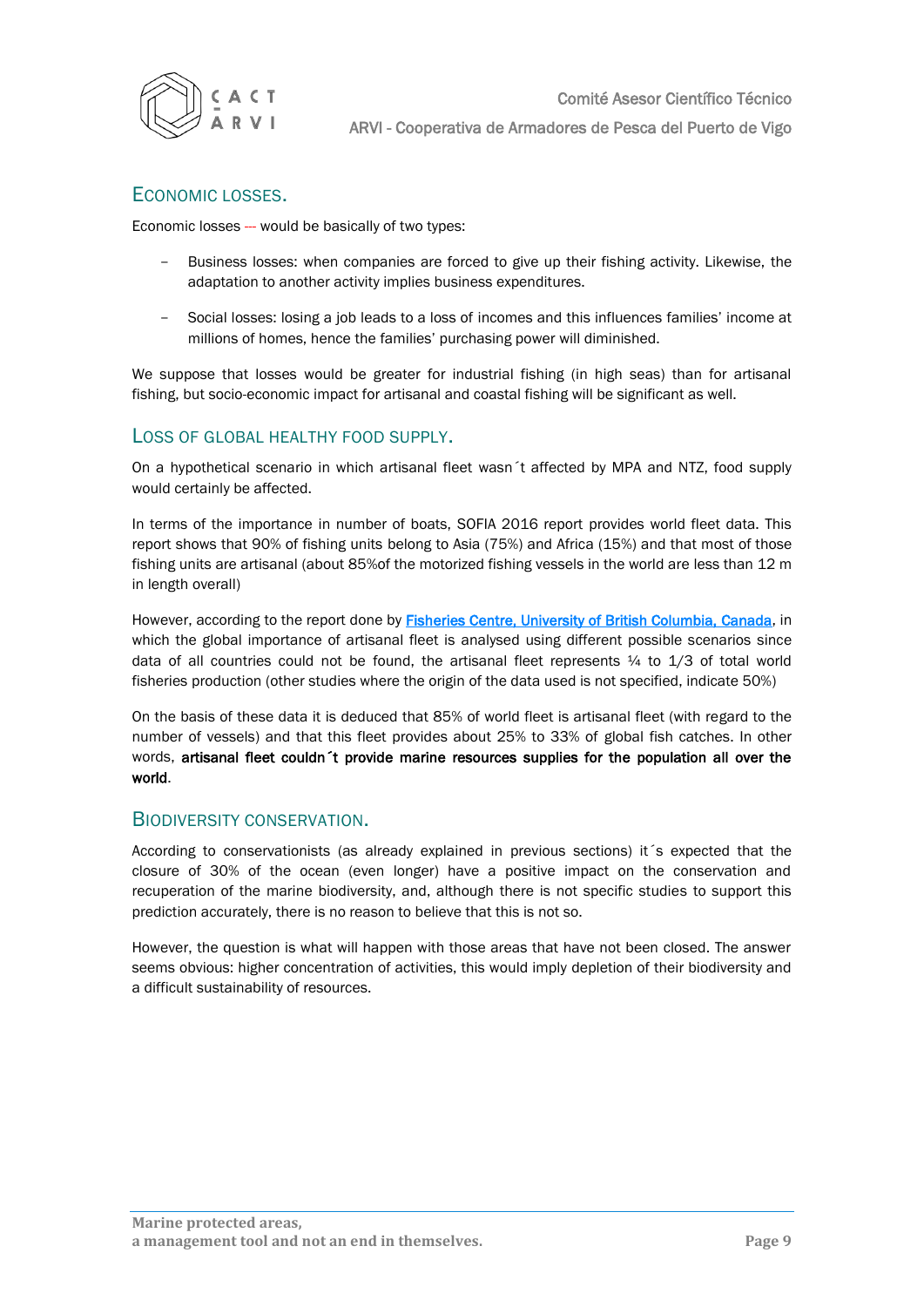## Economic losses.

Economic losses --- would be basically of two types:

- Business losses: when companies are forced to give up their fishing activity. Likewise, the adaptation to another activity implies business expenditures.
- Social losses: losing a job leads to a loss of incomes and this influences families' income at millions of homes, hence the families' purchasing power will diminished.

We suppose that losses would be greater for industrial fishing (in high seas) than for artisanal fishing, but socio-economic impact for artisanal and coastal fishing will be significant as well.

## Loss of global healthy food supply.

On a hypothetical scenario in which artisanal fleet wasn´t affected by MPA and NTZ, food supply would certainly be affected.

In terms of the importance in number of boats, SOFIA 2016 report provides world fleet data. This report shows that 90% of fishing units belong to Asia (75%) and Africa (15%) and that most of those fishing units are artisanal (about 85%of the motorized fishing vessels in the world are less than 12 m in length overall)

However, according to the report done by Fisheries Centre, University of British Columbia, Canada, in which the global importance of artisanal fleet is analysed using different possible scenarios since data of all countries could not be found, the artisanal fleet represents ¼ to 1/3 of total world fisheries production (other studies where the origin of the data used is not specified, indicate 50%)

On the basis of these data it is deduced that 85% of world fleet is artisanal fleet (with regard to the number of vessels) and that this fleet provides about 25% to 33% of global fish catches. In other words, **artisanal fleet couldn´t provide marine resources supplies for the population all over the world**.

## Biodiversity conservation.

According to conservationists (as already explained in previous sections) it´s expected that the closure of 30% of the ocean (even longer) have a positive impact on the conservation and recuperation of the marine biodiversity, and, although there is not specific studies to support this prediction accurately, there is no reason to believe that this is not so.

However, the question is what will happen with those areas that have not been closed. The answer seems obvious: higher concentration of activities, this would imply depletion of their biodiversity and a difficult sustainability of resources.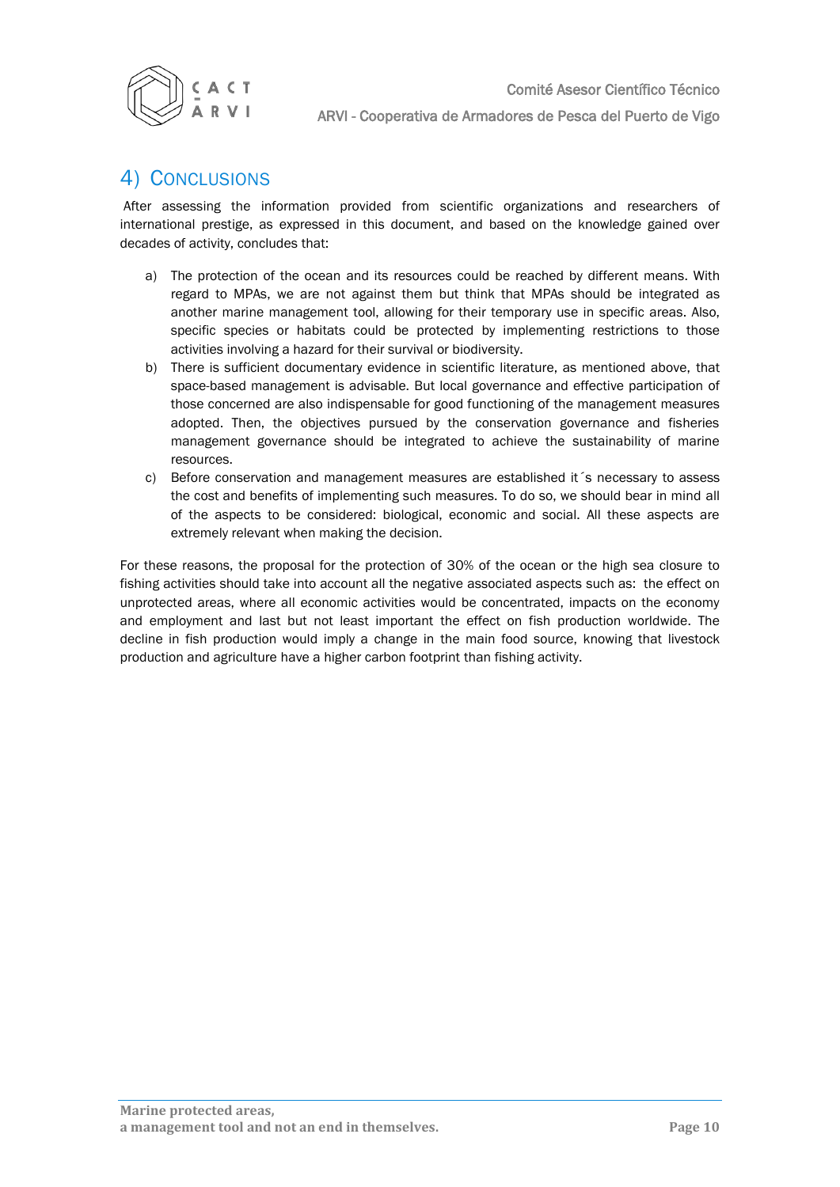# 4) Conclusions

After assessing the information provided from scientific organizations and researchers of international prestige, as expressed in this document, and based on the knowledge gained over decades of activity, concludes that:

a) The protection of the ocean and its resources could be reached by different means. With regard to MPAs, we are not against them but think that MPAs should be integrated as another marine management tool, allowing for their temporary use in specific areas. Also, specific species or habitats could be protected by implementing restrictions to those activities involving a hazard for their survival or biodiversity.

b) There is sufficient documentary evidence in scientific literature, as mentioned above, that space-based management is advisable. But local governance and effective participation of those concerned are also indispensable for good functioning of the management measures adopted. Then, the objectives pursued by the conservation governance and fisheries management governance should be integrated to achieve the sustainability of marine resources.

c) Before conservation and management measures are established it´s necessary to assess the cost and benefits of implementing such measures. To do so, we should bear in mind all of the aspects to be considered: biological, economic and social. All these aspects are extremely relevant when making the decision.

For these reasons, the proposal for the protection of 30% of the ocean or the high sea closure to fishing activities should take into account all the negative associated aspects such as: the effect on unprotected areas, where all economic activities would be concentrated, impacts on the economy and employment and last but not least important the effect on fish production worldwide. The decline in fish production would imply a change in the main food source, knowing that livestock production and agriculture have a higher carbon footprint than fishing activity.